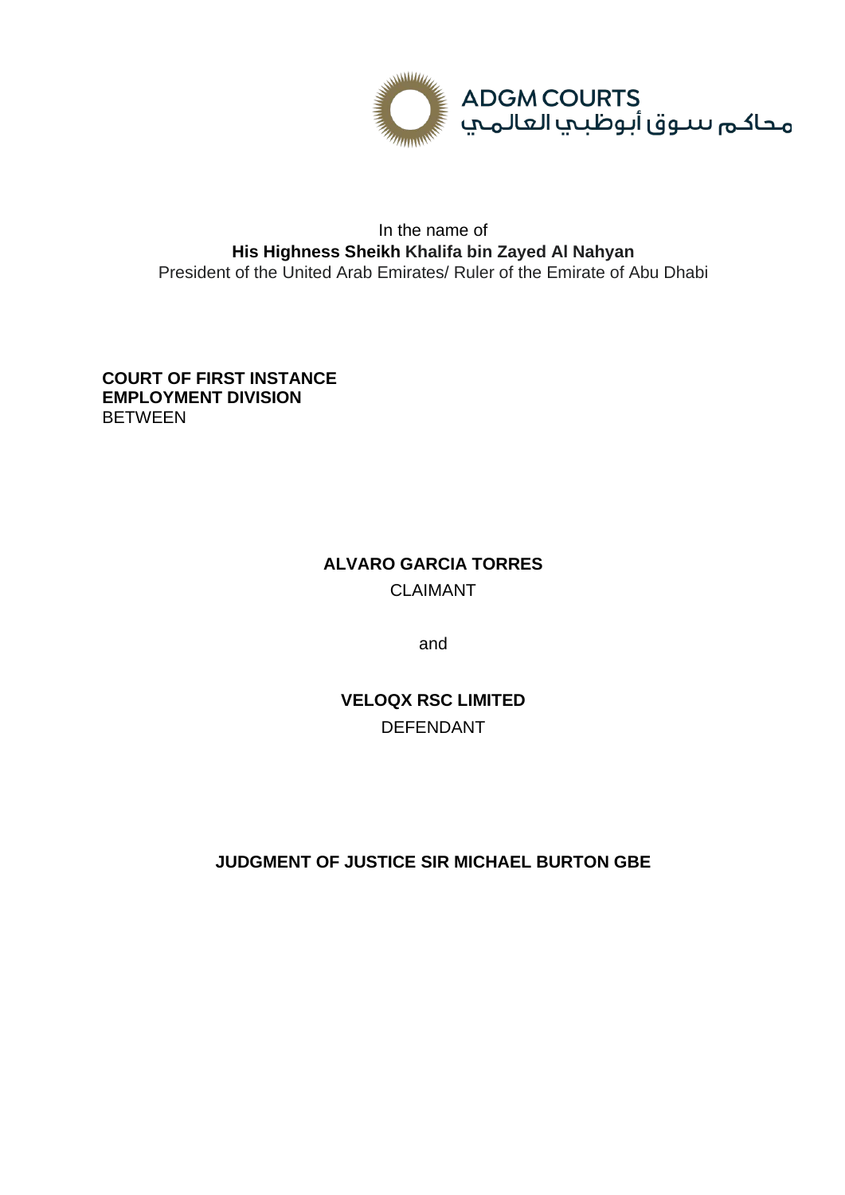ADGM COURTS
محاكم سوق أبوظبي العالمي

In the name of
**His Highness Sheikh Khalifa bin Zayed Al Nahyan**
President of the United Arab Emirates/ Ruler of the Emirate of Abu Dhabi

**COURT OF FIRST INSTANCE**
**EMPLOYMENT DIVISION**
BETWEEN

**ALVARO GARCIA TORRES**
CLAIMANT

and

**VELOQX RSC LIMITED**
DEFENDANT

**JUDGMENT OF JUSTICE SIR MICHAEL BURTON GBE**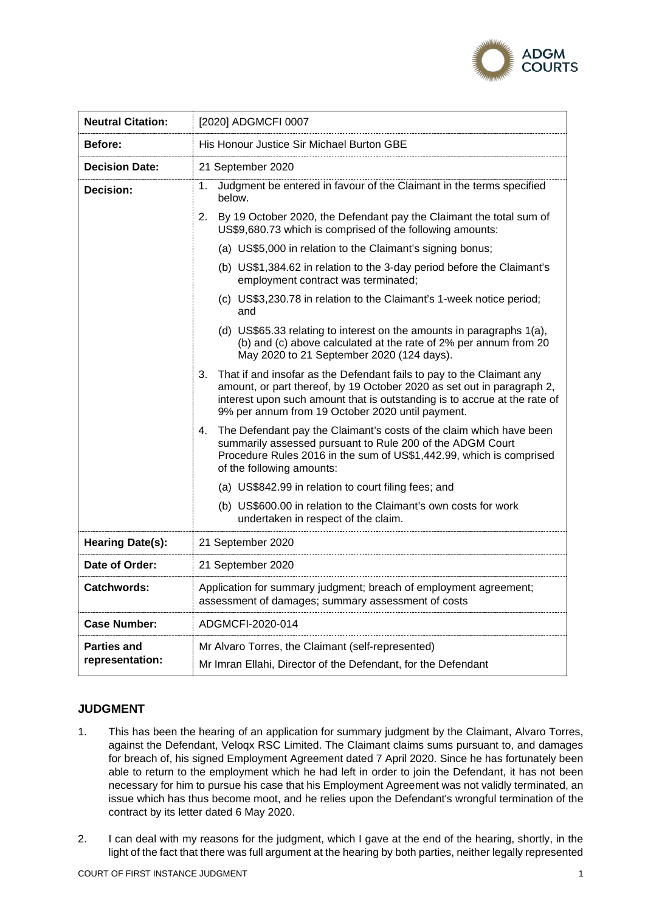| **Neutral Citation:** | [2020] ADGMCFI 0007 |
|---|---|
| **Before:** | His Honour Justice Sir Michael Burton GBE |
| **Decision Date:** | 21 September 2020 |
| **Decision:** | 1. Judgment be entered in favour of the Claimant in the terms specified below.<br>2. By 19 October 2020, the Defendant pay the Claimant the total sum of US$9,680.73 which is comprised of the following amounts:<br>(a) US$5,000 in relation to the Claimant's signing bonus;<br>(b) US$1,384.62 in relation to the 3-day period before the Claimant's employment contract was terminated;<br>(c) US$3,230.78 in relation to the Claimant's 1-week notice period; and<br>(d) US$65.33 relating to interest on the amounts in paragraphs 1(a), (b) and (c) above calculated at the rate of 2% per annum from 20 May 2020 to 21 September 2020 (124 days).<br>3. That if and insofar as the Defendant fails to pay to the Claimant any amount, or part thereof, by 19 October 2020 as set out in paragraph 2, interest upon such amount that is outstanding is to accrue at the rate of 9% per annum from 19 October 2020 until payment.<br>4. The Defendant pay the Claimant's costs of the claim which have been summarily assessed pursuant to Rule 200 of the ADGM Court Procedure Rules 2016 in the sum of US$1,442.99, which is comprised of the following amounts:<br>(a) US$842.99 in relation to court filing fees; and<br>(b) US$600.00 in relation to the Claimant's own costs for work undertaken in respect of the claim. |
| **Hearing Date(s):** | 21 September 2020 |
| **Date of Order:** | 21 September 2020 |
| **Catchwords:** | Application for summary judgment; breach of employment agreement; assessment of damages; summary assessment of costs |
| **Case Number:** | ADGMCFI-2020-014 |
| **Parties and representation:** | Mr Alvaro Torres, the Claimant (self-represented)<br>Mr Imran Ellahi, Director of the Defendant, for the Defendant |

## JUDGMENT

1. This has been the hearing of an application for summary judgment by the Claimant, Alvaro Torres, against the Defendant, Veloqx RSC Limited. The Claimant claims sums pursuant to, and damages for breach of, his signed Employment Agreement dated 7 April 2020. Since he has fortunately been able to return to the employment which he had left in order to join the Defendant, it has not been necessary for him to pursue his case that his Employment Agreement was not validly terminated, an issue which has thus become moot, and he relies upon the Defendant's wrongful termination of the contract by its letter dated 6 May 2020.

2. I can deal with my reasons for the judgment, which I gave at the end of the hearing, shortly, in the light of the fact that there was full argument at the hearing by both parties, neither legally represented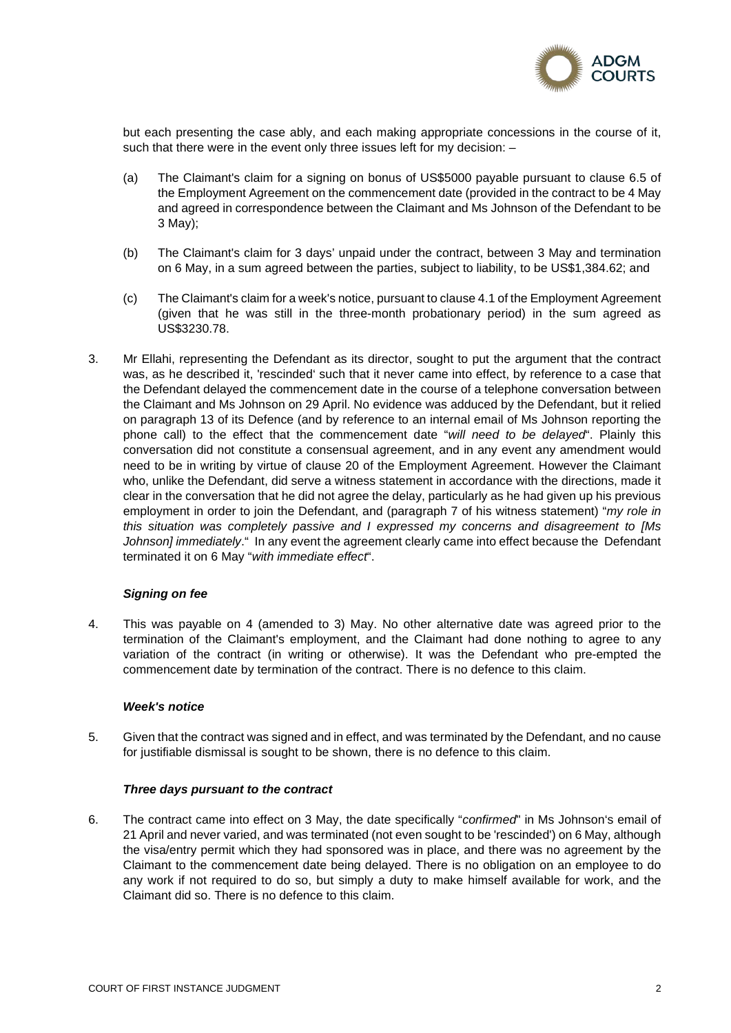but each presenting the case ably, and each making appropriate concessions in the course of it, such that there were in the event only three issues left for my decision: –

(a) The Claimant's claim for a signing on bonus of US$5000 payable pursuant to clause 6.5 of the Employment Agreement on the commencement date (provided in the contract to be 4 May and agreed in correspondence between the Claimant and Ms Johnson of the Defendant to be 3 May);

(b) The Claimant's claim for 3 days' unpaid under the contract, between 3 May and termination on 6 May, in a sum agreed between the parties, subject to liability, to be US$1,384.62; and

(c) The Claimant's claim for a week's notice, pursuant to clause 4.1 of the Employment Agreement (given that he was still in the three-month probationary period) in the sum agreed as US$3230.78.

3. Mr Ellahi, representing the Defendant as its director, sought to put the argument that the contract was, as he described it, 'rescinded' such that it never came into effect, by reference to a case that the Defendant delayed the commencement date in the course of a telephone conversation between the Claimant and Ms Johnson on 29 April. No evidence was adduced by the Defendant, but it relied on paragraph 13 of its Defence (and by reference to an internal email of Ms Johnson reporting the phone call) to the effect that the commencement date "*will need to be delayed*". Plainly this conversation did not constitute a consensual agreement, and in any event any amendment would need to be in writing by virtue of clause 20 of the Employment Agreement. However the Claimant who, unlike the Defendant, did serve a witness statement in accordance with the directions, made it clear in the conversation that he did not agree the delay, particularly as he had given up his previous employment in order to join the Defendant, and (paragraph 7 of his witness statement) "*my role in this situation was completely passive and I expressed my concerns and disagreement to [Ms Johnson] immediately*." In any event the agreement clearly came into effect because the Defendant terminated it on 6 May "*with immediate effect*".

***Signing on fee***

4. This was payable on 4 (amended to 3) May. No other alternative date was agreed prior to the termination of the Claimant's employment, and the Claimant had done nothing to agree to any variation of the contract (in writing or otherwise). It was the Defendant who pre-empted the commencement date by termination of the contract. There is no defence to this claim.

***Week's notice***

5. Given that the contract was signed and in effect, and was terminated by the Defendant, and no cause for justifiable dismissal is sought to be shown, there is no defence to this claim.

***Three days pursuant to the contract***

6. The contract came into effect on 3 May, the date specifically "*confirmed*" in Ms Johnson's email of 21 April and never varied, and was terminated (not even sought to be 'rescinded') on 6 May, although the visa/entry permit which they had sponsored was in place, and there was no agreement by the Claimant to the commencement date being delayed. There is no obligation on an employee to do any work if not required to do so, but simply a duty to make himself available for work, and the Claimant did so. There is no defence to this claim.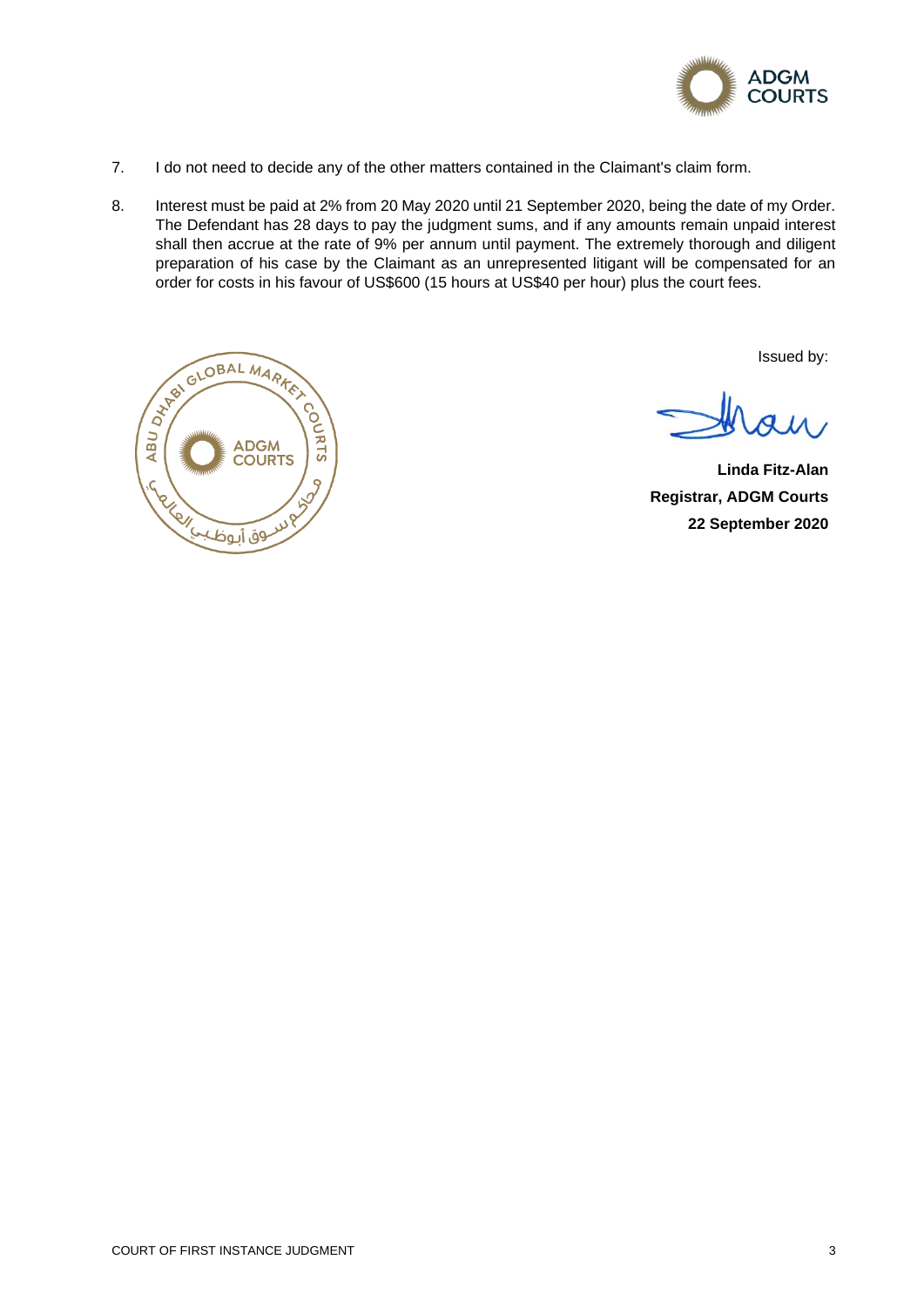7. I do not need to decide any of the other matters contained in the Claimant's claim form.

8. Interest must be paid at 2% from 20 May 2020 until 21 September 2020, being the date of my Order. The Defendant has 28 days to pay the judgment sums, and if any amounts remain unpaid interest shall then accrue at the rate of 9% per annum until payment. The extremely thorough and diligent preparation of his case by the Claimant as an unrepresented litigant will be compensated for an order for costs in his favour of US$600 (15 hours at US$40 per hour) plus the court fees.

Issued by:

**Linda Fitz-Alan**
**Registrar, ADGM Courts**
**22 September 2020**